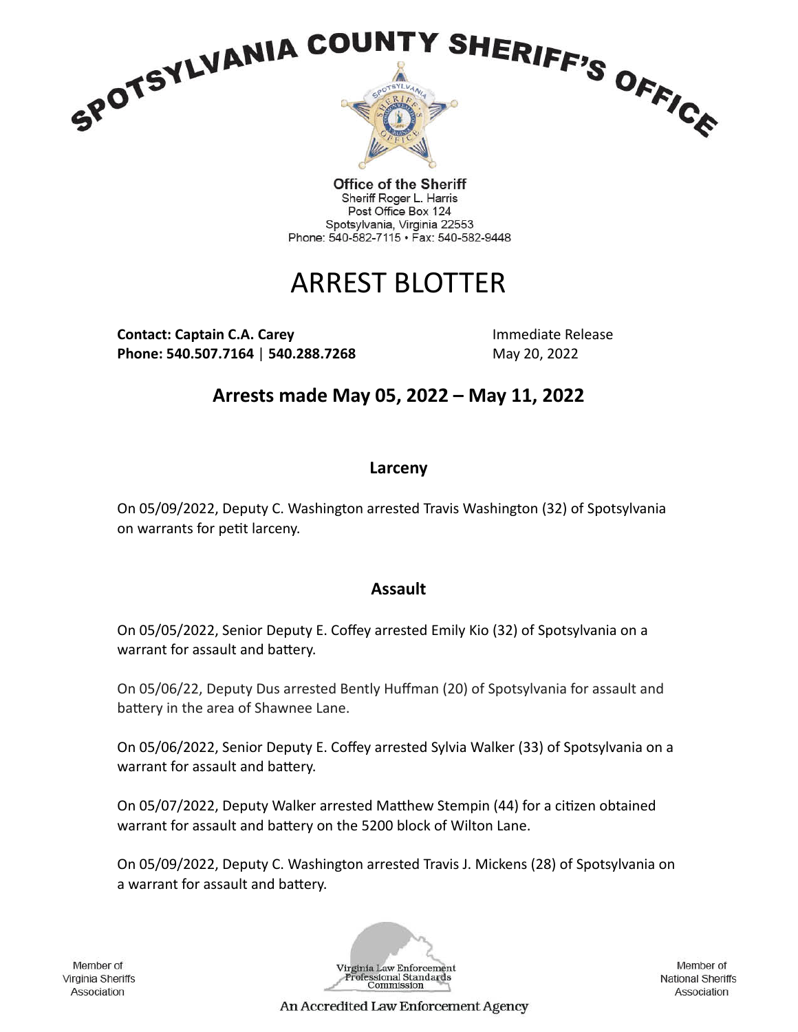# SPOTSYLVANIA COUNTY SHERIFF'S OFFICE

**Office of the Sheriff**
Sheriff Roger L. Harris
Post Office Box 124
Spotsylvania, Virginia 22553
Phone: 540-582-7115 • Fax: 540-582-9448

# ARREST BLOTTER

**Contact: Captain C.A. Carey**
**Phone: 540.507.7164** | **540.288.7268**

Immediate Release
May 20, 2022

## Arrests made May 05, 2022 – May 11, 2022

### Larceny

On 05/09/2022, Deputy C. Washington arrested Travis Washington (32) of Spotsylvania on warrants for petit larceny.

### Assault

On 05/05/2022, Senior Deputy E. Coffey arrested Emily Kio (32) of Spotsylvania on a warrant for assault and battery.

On 05/06/22, Deputy Dus arrested Bently Huffman (20) of Spotsylvania for assault and battery in the area of Shawnee Lane.

On 05/06/2022, Senior Deputy E. Coffey arrested Sylvia Walker (33) of Spotsylvania on a warrant for assault and battery.

On 05/07/2022, Deputy Walker arrested Matthew Stempin (44) for a citizen obtained warrant for assault and battery on the 5200 block of Wilton Lane.

On 05/09/2022, Deputy C. Washington arrested Travis J. Mickens (28) of Spotsylvania on a warrant for assault and battery.

Member of Virginia Sheriffs Association

Virginia Law Enforcement Professional Standards Commission
An Accredited Law Enforcement Agency

Member of National Sheriffs Association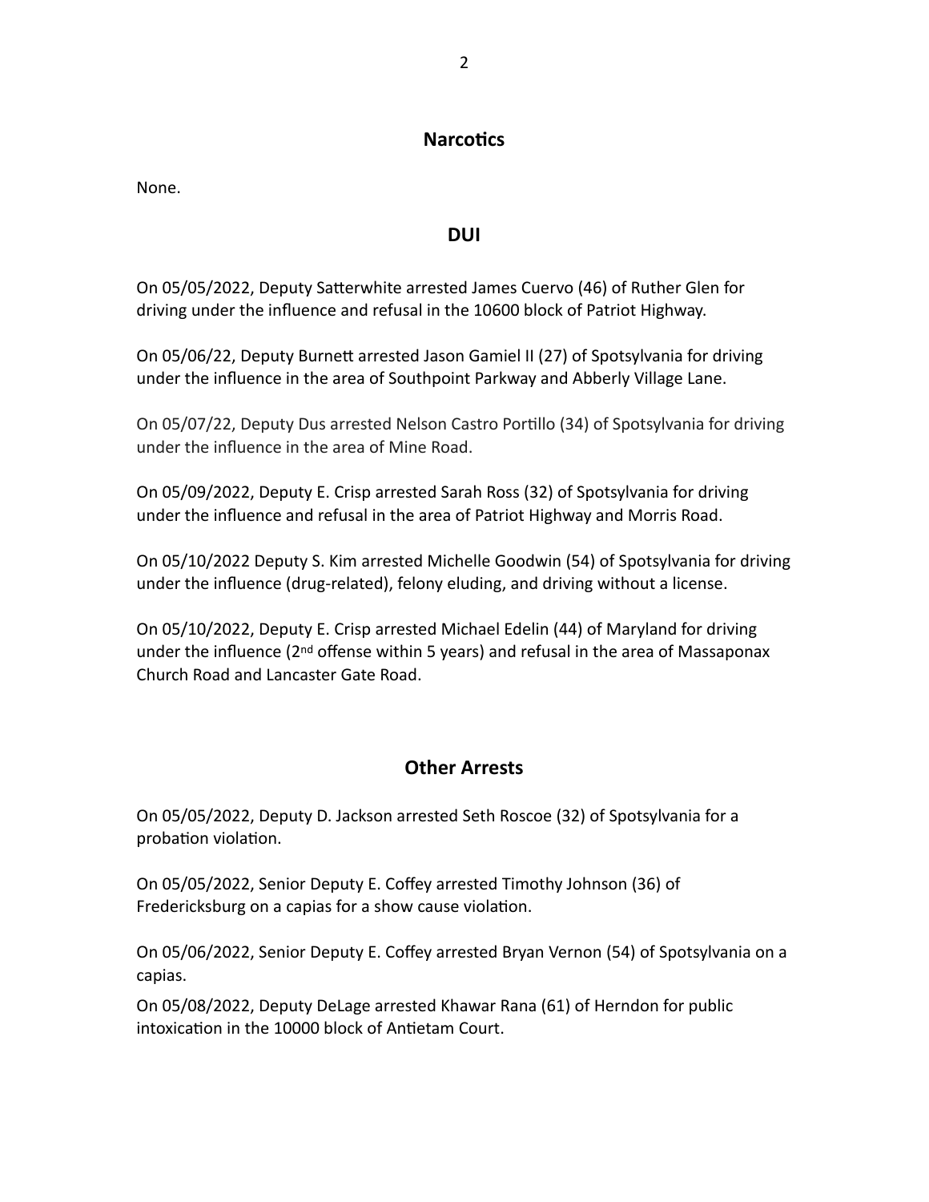## Narcotics

None.

## DUI

On 05/05/2022, Deputy Satterwhite arrested James Cuervo (46) of Ruther Glen for driving under the influence and refusal in the 10600 block of Patriot Highway.

On 05/06/22, Deputy Burnett arrested Jason Gamiel II (27) of Spotsylvania for driving under the influence in the area of Southpoint Parkway and Abberly Village Lane.

On 05/07/22, Deputy Dus arrested Nelson Castro Portillo (34) of Spotsylvania for driving under the influence in the area of Mine Road.

On 05/09/2022, Deputy E. Crisp arrested Sarah Ross (32) of Spotsylvania for driving under the influence and refusal in the area of Patriot Highway and Morris Road.

On 05/10/2022 Deputy S. Kim arrested Michelle Goodwin (54) of Spotsylvania for driving under the influence (drug-related), felony eluding, and driving without a license.

On 05/10/2022, Deputy E. Crisp arrested Michael Edelin (44) of Maryland for driving under the influence (2nd offense within 5 years) and refusal in the area of Massaponax Church Road and Lancaster Gate Road.

## Other Arrests

On 05/05/2022, Deputy D. Jackson arrested Seth Roscoe (32) of Spotsylvania for a probation violation.

On 05/05/2022, Senior Deputy E. Coffey arrested Timothy Johnson (36) of Fredericksburg on a capias for a show cause violation.

On 05/06/2022, Senior Deputy E. Coffey arrested Bryan Vernon (54) of Spotsylvania on a capias.

On 05/08/2022, Deputy DeLage arrested Khawar Rana (61) of Herndon for public intoxication in the 10000 block of Antietam Court.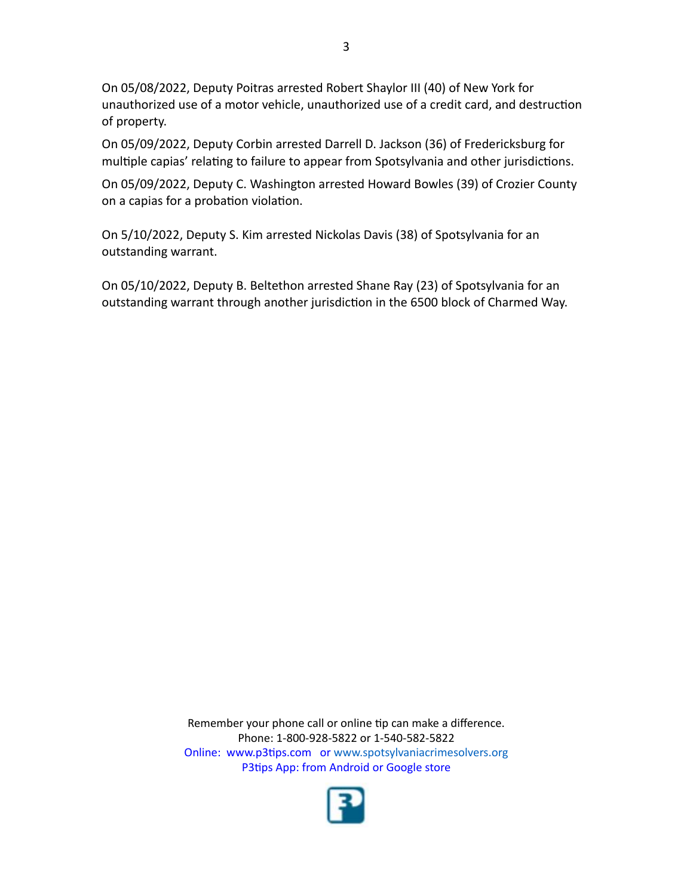On 05/08/2022, Deputy Poitras arrested Robert Shaylor III (40) of New York for unauthorized use of a motor vehicle, unauthorized use of a credit card, and destruction of property.

On 05/09/2022, Deputy Corbin arrested Darrell D. Jackson (36) of Fredericksburg for multiple capias' relating to failure to appear from Spotsylvania and other jurisdictions.

On 05/09/2022, Deputy C. Washington arrested Howard Bowles (39) of Crozier County on a capias for a probation violation.

On 5/10/2022, Deputy S. Kim arrested Nickolas Davis (38) of Spotsylvania for an outstanding warrant.

On 05/10/2022, Deputy B. Beltethon arrested Shane Ray (23) of Spotsylvania for an outstanding warrant through another jurisdiction in the 6500 block of Charmed Way.

Remember your phone call or online tip can make a difference.
Phone: 1-800-928-5822 or 1-540-582-5822
Online: www.p3tips.com or www.spotsylvaniacrimesolvers.org
P3tips App: from Android or Google store